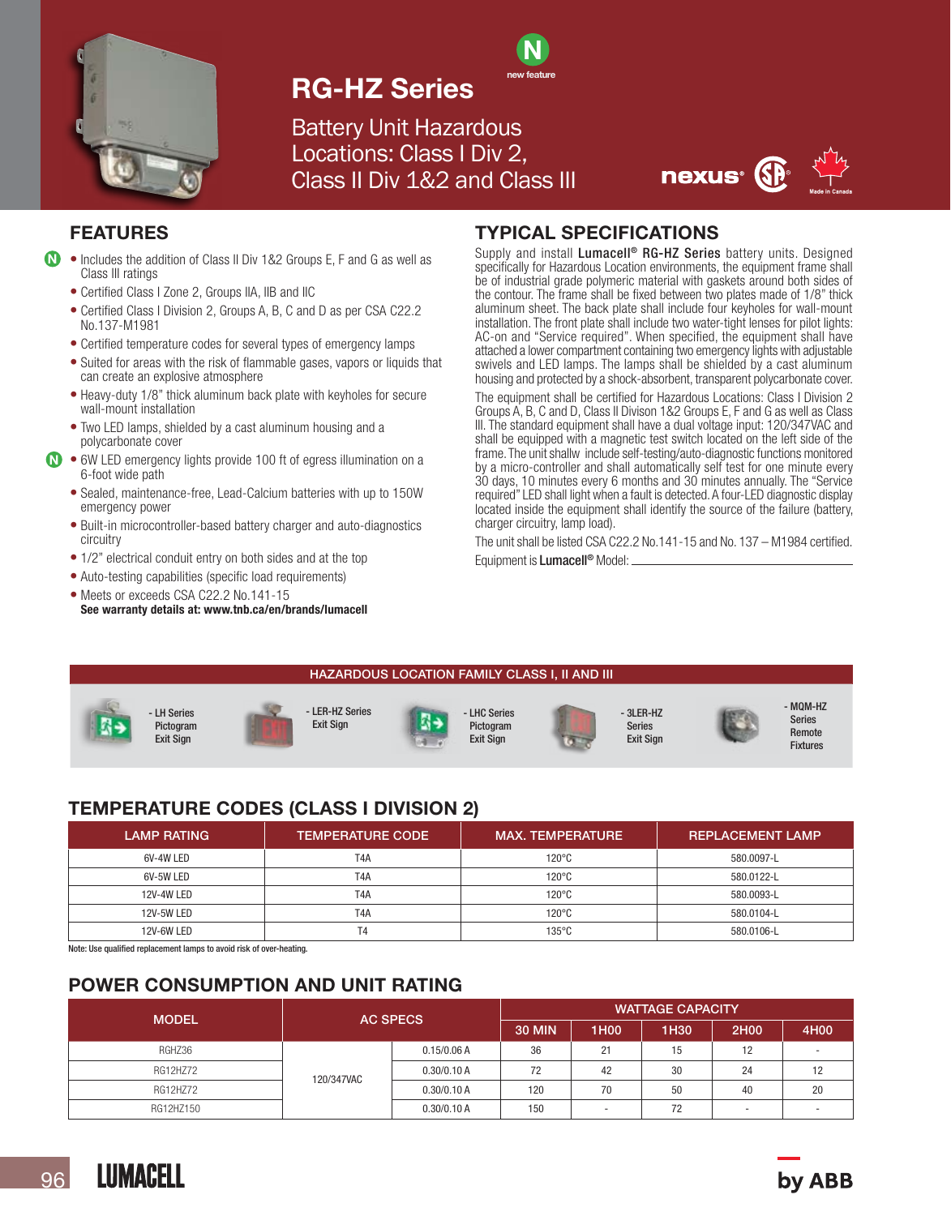# RG-HZ Series

N new feature

## Battery Unit Hazardous Locations: Class I Div 2, Class II Div 1&2 and Class III

nexus®

Made in Canada

## FEATURES

- Includes the addition of Class II Div 1&2 Groups E, F and G as well as Class III ratings
- Certified Class I Zone 2, Groups IIA, IIB and IIC
- Certified Class I Division 2, Groups A, B, C and D as per CSA C22.2 No.137-M1981
- Certified temperature codes for several types of emergency lamps
- Suited for areas with the risk of flammable gases, vapors or liquids that can create an explosive atmosphere
- Heavy-duty 1/8" thick aluminum back plate with keyholes for secure wall-mount installation
- Two LED lamps, shielded by a cast aluminum housing and a polycarbonate cover
- 6W LED emergency lights provide 100 ft of egress illumination on a 6-foot wide path
- Sealed, maintenance-free, Lead-Calcium batteries with up to 150W emergency power
- Built-in microcontroller-based battery charger and auto-diagnostics circuitry
- 1/2" electrical conduit entry on both sides and at the top
- Auto-testing capabilities (specific load requirements)
- Meets or exceeds CSA C22.2 No.141-15

**See warranty details at: www.tnb.ca/en/brands/lumacell**

## TYPICAL SPECIFICATIONS

Supply and install **Lumacell® RG-HZ Series** battery units. Designed specifically for Hazardous Location environments, the equipment frame shall be of industrial grade polymeric material with gaskets around both sides of the contour. The frame shall be fixed between two plates made of 1/8" thick aluminum sheet. The back plate shall include four keyholes for wall-mount installation. The front plate shall include two water-tight lenses for pilot lights: AC-on and "Service required". When specified, the equipment shall have attached a lower compartment containing two emergency lights with adjustable swivels and LED lamps. The lamps shall be shielded by a cast aluminum housing and protected by a shock-absorbent, transparent polycarbonate cover.

The equipment shall be certified for Hazardous Locations: Class I Division 2 Groups A, B, C and D, Class II Divison 1&2 Groups E, F and G as well as Class III. The standard equipment shall have a dual voltage input: 120/347VAC and shall be equipped with a magnetic test switch located on the left side of the frame. The unit shallw include self-testing/auto-diagnostic functions monitored by a micro-controller and shall automatically self test for one minute every 30 days, 10 minutes every 6 months and 30 minutes annually. The "Service required" LED shall light when a fault is detected. A four-LED diagnostic display located inside the equipment shall identify the source of the failure (battery, charger circuitry, lamp load).

The unit shall be listed CSA C22.2 No.141-15 and No. 137 – M1984 certified.

Equipment is **Lumacell®** Model: ______________________

## HAZARDOUS LOCATION FAMILY CLASS I, II AND III

- LH Series Pictogram Exit Sign
- LER-HZ Series Exit Sign
- LHC Series Pictogram Exit Sign
- 3LER-HZ Series Exit Sign
- MQM-HZ Series Remote Fixtures

## TEMPERATURE CODES (CLASS I DIVISION 2)

| LAMP RATING | TEMPERATURE CODE | MAX. TEMPERATURE | REPLACEMENT LAMP |
|---|---|---|---|
| 6V-4W LED | T4A | 120°C | 580.0097-L |
| 6V-5W LED | T4A | 120°C | 580.0122-L |
| 12V-4W LED | T4A | 120°C | 580.0093-L |
| 12V-5W LED | T4A | 120°C | 580.0104-L |
| 12V-6W LED | T4 | 135°C | 580.0106-L |

Note: Use qualified replacement lamps to avoid risk of over-heating.

## POWER CONSUMPTION AND UNIT RATING

| MODEL | AC SPECS | | WATTAGE CAPACITY | | | | |
|---|---|---|---|---|---|---|---|
| | | | 30 MIN | 1H00 | 1H30 | 2H00 | 4H00 |
| RGHZ36 | 120/347VAC | 0.15/0.06 A | 36 | 21 | 15 | 12 | - |
| RG12HZ72 | | 0.30/0.10 A | 72 | 42 | 30 | 24 | 12 |
| RG12HZ72 | | 0.30/0.10 A | 120 | 70 | 50 | 40 | 20 |
| RG12HZ150 | | 0.30/0.10 A | 150 | - | 72 | - | - |

LUMACELL

by ABB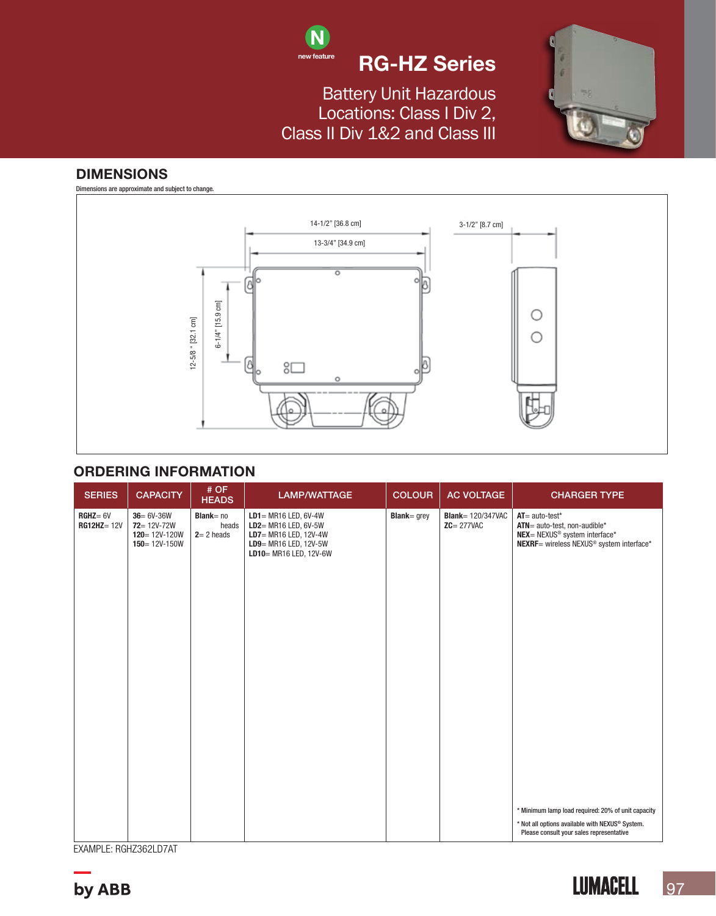# RG-HZ Series

new feature

Battery Unit Hazardous Locations: Class I Div 2, Class II Div 1&2 and Class III

## DIMENSIONS

Dimensions are approximate and subject to change.

14-1/2" [36.8 cm]

13-3/4" [34.9 cm]

3-1/2" [8.7 cm]

12-5/8 " [32.1 cm]

6-1/4" [15.9 cm]

## ORDERING INFORMATION

| SERIES | CAPACITY | # OF HEADS | LAMP/WATTAGE | COLOUR | AC VOLTAGE | CHARGER TYPE |
|---|---|---|---|---|---|---|
| **RGHZ**= 6V<br>**RG12HZ**= 12V | **36**= 6V-36W<br>**72**= 12V-72W<br>**120**= 12V-120W<br>**150**= 12V-150W | **Blank**= no heads<br>**2**= 2 heads | **LD1**= MR16 LED, 6V-4W<br>**LD2**= MR16 LED, 6V-5W<br>**LD7**= MR16 LED, 12V-4W<br>**LD9**= MR16 LED, 12V-5W<br>**LD10**= MR16 LED, 12V-6W | **Blank**= grey | **Blank**= 120/347VAC<br>**ZC**= 277VAC | **AT**= auto-test*<br>**ATN**= auto-test, non-audible*<br>**NEX**= NEXUS® system interface*<br>**NEXRF**= wireless NEXUS® system interface*<br><br>* Minimum lamp load required: 20% of unit capacity<br>* Not all options available with NEXUS® System. Please consult your sales representative |

EXAMPLE: RGHZ362LD7AT

by ABB

LUMACELL